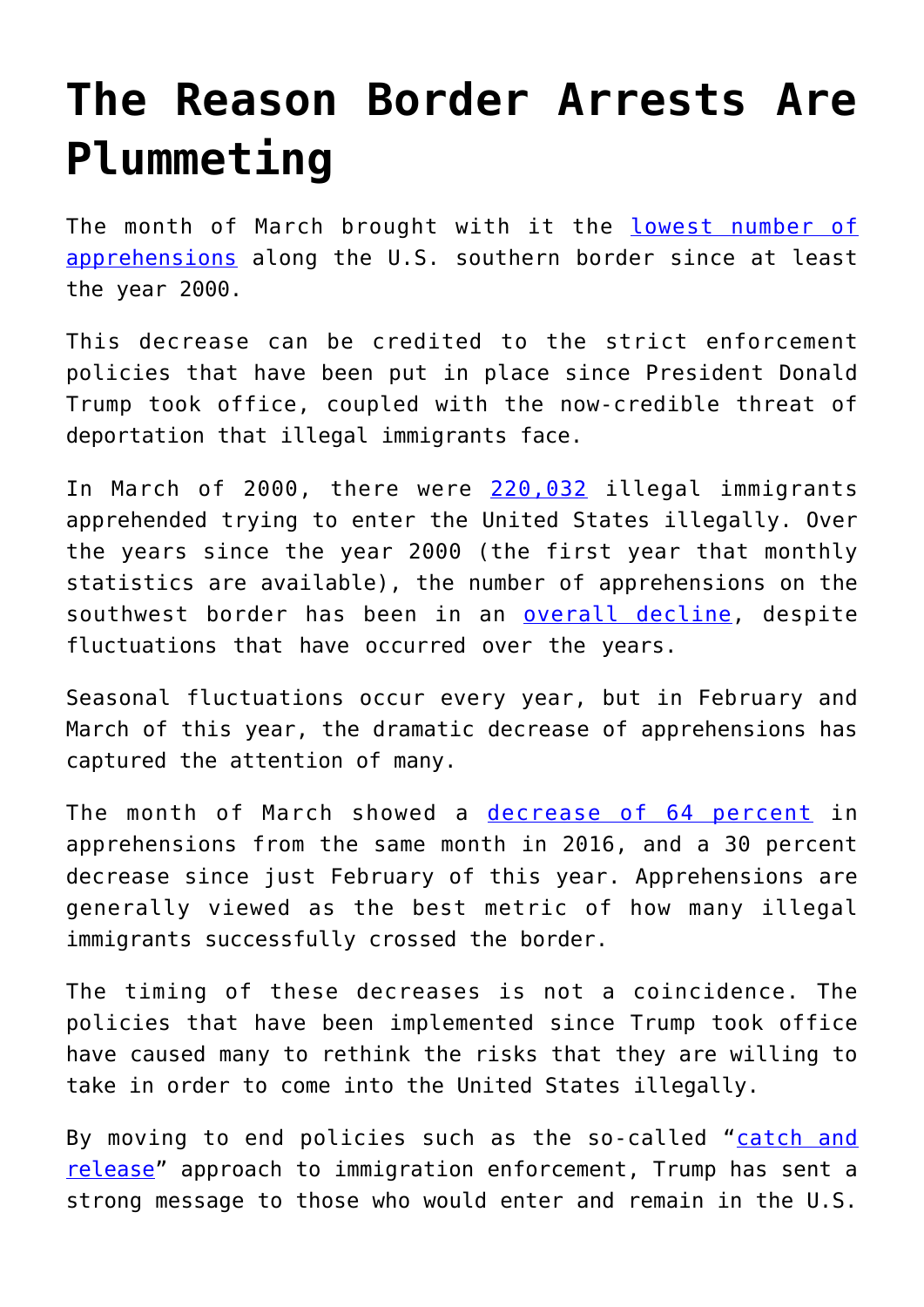# The Reason Border Arrests Are Plummeting

The month of March brought with it the lowest number of apprehensions along the U.S. southern border since at least the year 2000.

This decrease can be credited to the strict enforcement policies that have been put in place since President Donald Trump took office, coupled with the now-credible threat of deportation that illegal immigrants face.

In March of 2000, there were 220,032 illegal immigrants apprehended trying to enter the United States illegally. Over the years since the year 2000 (the first year that monthly statistics are available), the number of apprehensions on the southwest border has been in an overall decline, despite fluctuations that have occurred over the years.

Seasonal fluctuations occur every year, but in February and March of this year, the dramatic decrease of apprehensions has captured the attention of many.

The month of March showed a decrease of 64 percent in apprehensions from the same month in 2016, and a 30 percent decrease since just February of this year. Apprehensions are generally viewed as the best metric of how many illegal immigrants successfully crossed the border.

The timing of these decreases is not a coincidence. The policies that have been implemented since Trump took office have caused many to rethink the risks that they are willing to take in order to come into the United States illegally.

By moving to end policies such as the so-called "catch and release" approach to immigration enforcement, Trump has sent a strong message to those who would enter and remain in the U.S.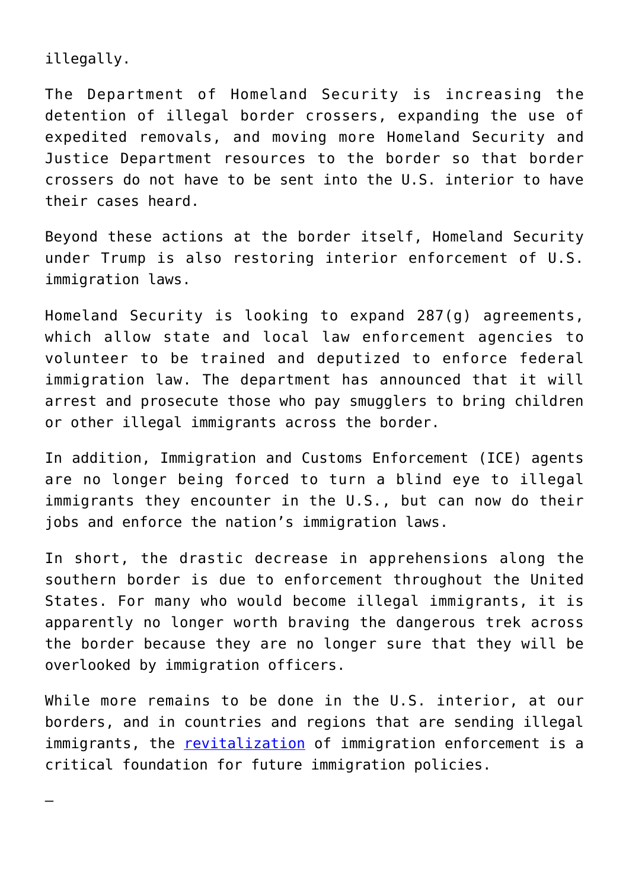illegally.

The Department of Homeland Security is increasing the detention of illegal border crossers, expanding the use of expedited removals, and moving more Homeland Security and Justice Department resources to the border so that border crossers do not have to be sent into the U.S. interior to have their cases heard.

Beyond these actions at the border itself, Homeland Security under Trump is also restoring interior enforcement of U.S. immigration laws.

Homeland Security is looking to expand 287(g) agreements, which allow state and local law enforcement agencies to volunteer to be trained and deputized to enforce federal immigration law. The department has announced that it will arrest and prosecute those who pay smugglers to bring children or other illegal immigrants across the border.

In addition, Immigration and Customs Enforcement (ICE) agents are no longer being forced to turn a blind eye to illegal immigrants they encounter in the U.S., but can now do their jobs and enforce the nation's immigration laws.

In short, the drastic decrease in apprehensions along the southern border is due to enforcement throughout the United States. For many who would become illegal immigrants, it is apparently no longer worth braving the dangerous trek across the border because they are no longer sure that they will be overlooked by immigration officers.

While more remains to be done in the U.S. interior, at our borders, and in countries and regions that are sending illegal immigrants, the revitalization of immigration enforcement is a critical foundation for future immigration policies.

—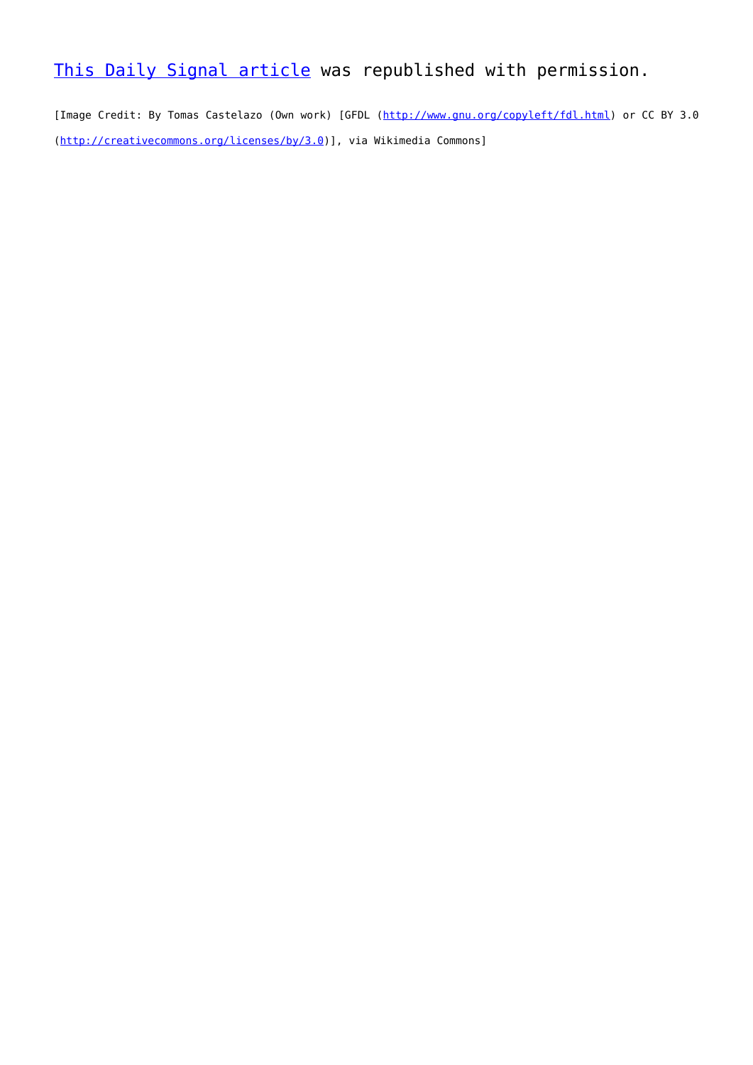[This Daily Signal article](#) was republished with permission.

[Image Credit: By Tomas Castelazo (Own work) [GFDL (http://www.gnu.org/copyleft/fdl.html) or CC BY 3.0 (http://creativecommons.org/licenses/by/3.0)], via Wikimedia Commons]